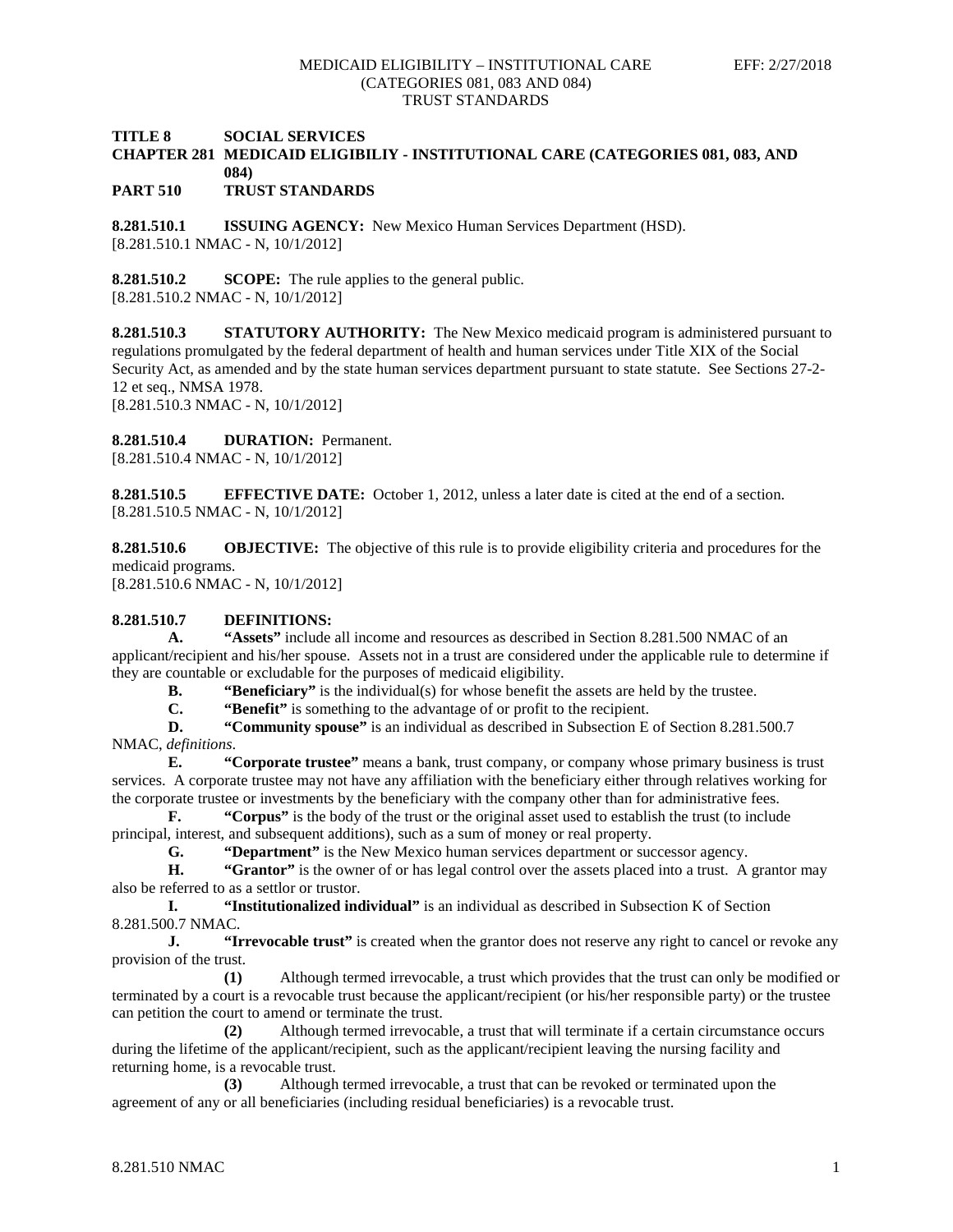**TITLE 8 SOCIAL SERVICES**
**CHAPTER 281 MEDICAID ELIGIBILIY - INSTITUTIONAL CARE (CATEGORIES 081, 083, AND 084)**
**PART 510 TRUST STANDARDS**

**8.281.510.1 ISSUING AGENCY:** New Mexico Human Services Department (HSD).
[8.281.510.1 NMAC - N, 10/1/2012]

**8.281.510.2 SCOPE:** The rule applies to the general public.
[8.281.510.2 NMAC - N, 10/1/2012]

**8.281.510.3 STATUTORY AUTHORITY:** The New Mexico medicaid program is administered pursuant to regulations promulgated by the federal department of health and human services under Title XIX of the Social Security Act, as amended and by the state human services department pursuant to state statute. See Sections 27-2-12 et seq., NMSA 1978.
[8.281.510.3 NMAC - N, 10/1/2012]

**8.281.510.4 DURATION:** Permanent.
[8.281.510.4 NMAC - N, 10/1/2012]

**8.281.510.5 EFFECTIVE DATE:** October 1, 2012, unless a later date is cited at the end of a section.
[8.281.510.5 NMAC - N, 10/1/2012]

**8.281.510.6 OBJECTIVE:** The objective of this rule is to provide eligibility criteria and procedures for the medicaid programs.
[8.281.510.6 NMAC - N, 10/1/2012]

**8.281.510.7 DEFINITIONS:**

**A. "Assets"** include all income and resources as described in Section 8.281.500 NMAC of an applicant/recipient and his/her spouse. Assets not in a trust are considered under the applicable rule to determine if they are countable or excludable for the purposes of medicaid eligibility.

**B. "Beneficiary"** is the individual(s) for whose benefit the assets are held by the trustee.

**C. "Benefit"** is something to the advantage of or profit to the recipient.

**D. "Community spouse"** is an individual as described in Subsection E of Section 8.281.500.7 NMAC, *definitions*.

**E. "Corporate trustee"** means a bank, trust company, or company whose primary business is trust services. A corporate trustee may not have any affiliation with the beneficiary either through relatives working for the corporate trustee or investments by the beneficiary with the company other than for administrative fees.

**F. "Corpus"** is the body of the trust or the original asset used to establish the trust (to include principal, interest, and subsequent additions), such as a sum of money or real property.

**G. "Department"** is the New Mexico human services department or successor agency.

**H. "Grantor"** is the owner of or has legal control over the assets placed into a trust. A grantor may also be referred to as a settlor or trustor.

**I. "Institutionalized individual"** is an individual as described in Subsection K of Section 8.281.500.7 NMAC.

**J. "Irrevocable trust"** is created when the grantor does not reserve any right to cancel or revoke any provision of the trust.

**(1)** Although termed irrevocable, a trust which provides that the trust can only be modified or terminated by a court is a revocable trust because the applicant/recipient (or his/her responsible party) or the trustee can petition the court to amend or terminate the trust.

**(2)** Although termed irrevocable, a trust that will terminate if a certain circumstance occurs during the lifetime of the applicant/recipient, such as the applicant/recipient leaving the nursing facility and returning home, is a revocable trust.

**(3)** Although termed irrevocable, a trust that can be revoked or terminated upon the agreement of any or all beneficiaries (including residual beneficiaries) is a revocable trust.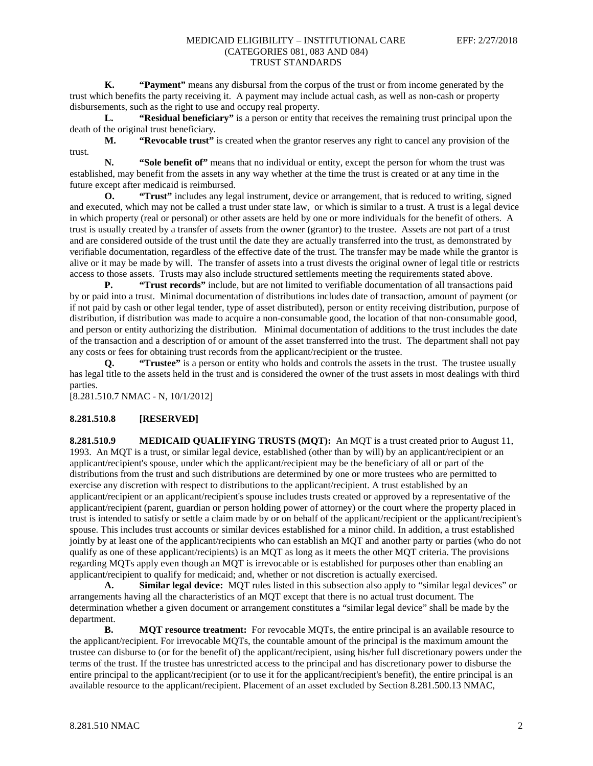**K. "Payment"** means any disbursal from the corpus of the trust or from income generated by the trust which benefits the party receiving it. A payment may include actual cash, as well as non-cash or property disbursements, such as the right to use and occupy real property.

**L. "Residual beneficiary"** is a person or entity that receives the remaining trust principal upon the death of the original trust beneficiary.

**M. "Revocable trust"** is created when the grantor reserves any right to cancel any provision of the trust.

**N. "Sole benefit of"** means that no individual or entity, except the person for whom the trust was established, may benefit from the assets in any way whether at the time the trust is created or at any time in the future except after medicaid is reimbursed.

**O. "Trust"** includes any legal instrument, device or arrangement, that is reduced to writing, signed and executed, which may not be called a trust under state law, or which is similar to a trust. A trust is a legal device in which property (real or personal) or other assets are held by one or more individuals for the benefit of others. A trust is usually created by a transfer of assets from the owner (grantor) to the trustee. Assets are not part of a trust and are considered outside of the trust until the date they are actually transferred into the trust, as demonstrated by verifiable documentation, regardless of the effective date of the trust. The transfer may be made while the grantor is alive or it may be made by will. The transfer of assets into a trust divests the original owner of legal title or restricts access to those assets. Trusts may also include structured settlements meeting the requirements stated above.

**P. "Trust records"** include, but are not limited to verifiable documentation of all transactions paid by or paid into a trust. Minimal documentation of distributions includes date of transaction, amount of payment (or if not paid by cash or other legal tender, type of asset distributed), person or entity receiving distribution, purpose of distribution, if distribution was made to acquire a non-consumable good, the location of that non-consumable good, and person or entity authorizing the distribution. Minimal documentation of additions to the trust includes the date of the transaction and a description of or amount of the asset transferred into the trust. The department shall not pay any costs or fees for obtaining trust records from the applicant/recipient or the trustee.

**Q. "Trustee"** is a person or entity who holds and controls the assets in the trust. The trustee usually has legal title to the assets held in the trust and is considered the owner of the trust assets in most dealings with third parties.

[8.281.510.7 NMAC - N, 10/1/2012]

**8.281.510.8 [RESERVED]**

**8.281.510.9 MEDICAID QUALIFYING TRUSTS (MQT):** An MQT is a trust created prior to August 11, 1993. An MQT is a trust, or similar legal device, established (other than by will) by an applicant/recipient or an applicant/recipient's spouse, under which the applicant/recipient may be the beneficiary of all or part of the distributions from the trust and such distributions are determined by one or more trustees who are permitted to exercise any discretion with respect to distributions to the applicant/recipient. A trust established by an applicant/recipient or an applicant/recipient's spouse includes trusts created or approved by a representative of the applicant/recipient (parent, guardian or person holding power of attorney) or the court where the property placed in trust is intended to satisfy or settle a claim made by or on behalf of the applicant/recipient or the applicant/recipient's spouse. This includes trust accounts or similar devices established for a minor child. In addition, a trust established jointly by at least one of the applicant/recipients who can establish an MQT and another party or parties (who do not qualify as one of these applicant/recipients) is an MQT as long as it meets the other MQT criteria. The provisions regarding MQTs apply even though an MQT is irrevocable or is established for purposes other than enabling an applicant/recipient to qualify for medicaid; and, whether or not discretion is actually exercised.

**A. Similar legal device:** MQT rules listed in this subsection also apply to "similar legal devices" or arrangements having all the characteristics of an MQT except that there is no actual trust document. The determination whether a given document or arrangement constitutes a "similar legal device" shall be made by the department.

**B. MQT resource treatment:** For revocable MQTs, the entire principal is an available resource to the applicant/recipient. For irrevocable MQTs, the countable amount of the principal is the maximum amount the trustee can disburse to (or for the benefit of) the applicant/recipient, using his/her full discretionary powers under the terms of the trust. If the trustee has unrestricted access to the principal and has discretionary power to disburse the entire principal to the applicant/recipient (or to use it for the applicant/recipient's benefit), the entire principal is an available resource to the applicant/recipient. Placement of an asset excluded by Section 8.281.500.13 NMAC,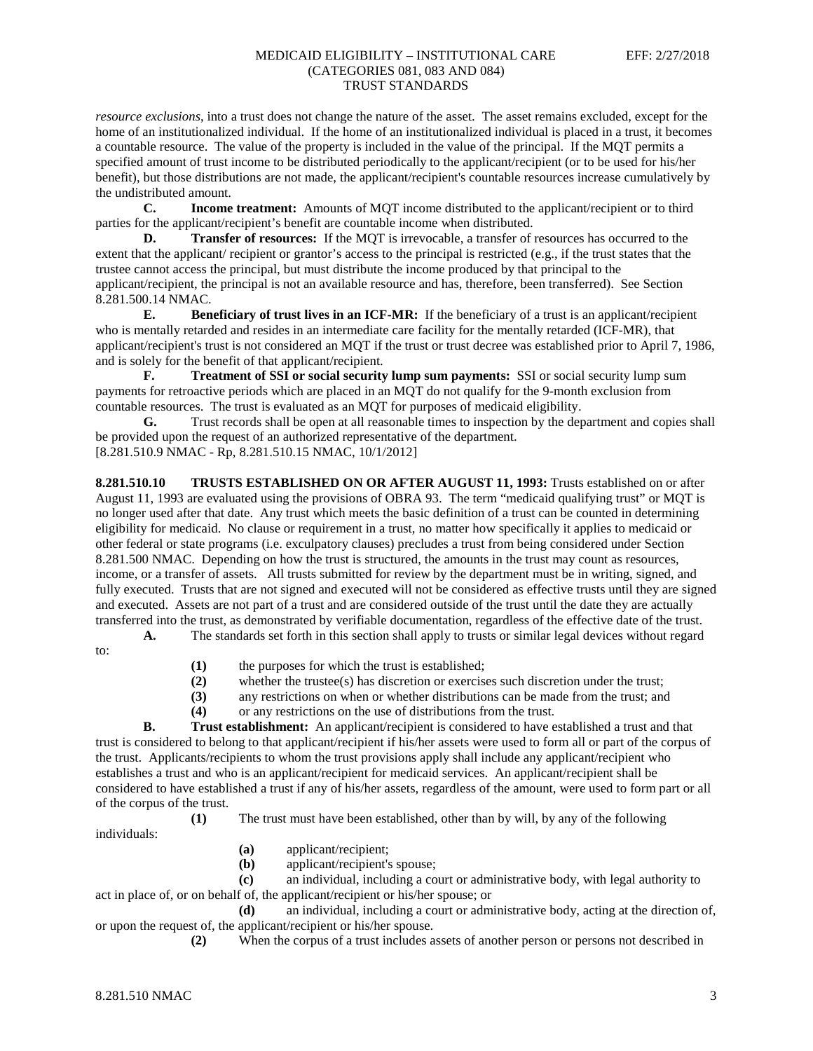*resource exclusions*, into a trust does not change the nature of the asset. The asset remains excluded, except for the home of an institutionalized individual. If the home of an institutionalized individual is placed in a trust, it becomes a countable resource. The value of the property is included in the value of the principal. If the MQT permits a specified amount of trust income to be distributed periodically to the applicant/recipient (or to be used for his/her benefit), but those distributions are not made, the applicant/recipient's countable resources increase cumulatively by the undistributed amount.

**C. Income treatment:** Amounts of MQT income distributed to the applicant/recipient or to third parties for the applicant/recipient's benefit are countable income when distributed.

**D. Transfer of resources:** If the MQT is irrevocable, a transfer of resources has occurred to the extent that the applicant/ recipient or grantor's access to the principal is restricted (e.g., if the trust states that the trustee cannot access the principal, but must distribute the income produced by that principal to the applicant/recipient, the principal is not an available resource and has, therefore, been transferred). See Section 8.281.500.14 NMAC.

**E. Beneficiary of trust lives in an ICF-MR:** If the beneficiary of a trust is an applicant/recipient who is mentally retarded and resides in an intermediate care facility for the mentally retarded (ICF-MR), that applicant/recipient's trust is not considered an MQT if the trust or trust decree was established prior to April 7, 1986, and is solely for the benefit of that applicant/recipient.

**F. Treatment of SSI or social security lump sum payments:** SSI or social security lump sum payments for retroactive periods which are placed in an MQT do not qualify for the 9-month exclusion from countable resources. The trust is evaluated as an MQT for purposes of medicaid eligibility.

**G.** Trust records shall be open at all reasonable times to inspection by the department and copies shall be provided upon the request of an authorized representative of the department.

[8.281.510.9 NMAC - Rp, 8.281.510.15 NMAC, 10/1/2012]

**8.281.510.10 TRUSTS ESTABLISHED ON OR AFTER AUGUST 11, 1993:** Trusts established on or after August 11, 1993 are evaluated using the provisions of OBRA 93. The term "medicaid qualifying trust" or MQT is no longer used after that date. Any trust which meets the basic definition of a trust can be counted in determining eligibility for medicaid. No clause or requirement in a trust, no matter how specifically it applies to medicaid or other federal or state programs (i.e. exculpatory clauses) precludes a trust from being considered under Section 8.281.500 NMAC. Depending on how the trust is structured, the amounts in the trust may count as resources, income, or a transfer of assets. All trusts submitted for review by the department must be in writing, signed, and fully executed. Trusts that are not signed and executed will not be considered as effective trusts until they are signed and executed. Assets are not part of a trust and are considered outside of the trust until the date they are actually transferred into the trust, as demonstrated by verifiable documentation, regardless of the effective date of the trust.

**A.** The standards set forth in this section shall apply to trusts or similar legal devices without regard to:

- **(1)** the purposes for which the trust is established;
- **(2)** whether the trustee(s) has discretion or exercises such discretion under the trust;
- **(3)** any restrictions on when or whether distributions can be made from the trust; and
- **(4)** or any restrictions on the use of distributions from the trust.

**B. Trust establishment:** An applicant/recipient is considered to have established a trust and that trust is considered to belong to that applicant/recipient if his/her assets were used to form all or part of the corpus of the trust. Applicants/recipients to whom the trust provisions apply shall include any applicant/recipient who establishes a trust and who is an applicant/recipient for medicaid services. An applicant/recipient shall be considered to have established a trust if any of his/her assets, regardless of the amount, were used to form part or all of the corpus of the trust.

**(1)** The trust must have been established, other than by will, by any of the following individuals:

- **(a)** applicant/recipient;
- **(b)** applicant/recipient's spouse;
- **(c)** an individual, including a court or administrative body, with legal authority to act in place of, or on behalf of, the applicant/recipient or his/her spouse; or
- **(d)** an individual, including a court or administrative body, acting at the direction of, or upon the request of, the applicant/recipient or his/her spouse.

**(2)** When the corpus of a trust includes assets of another person or persons not described in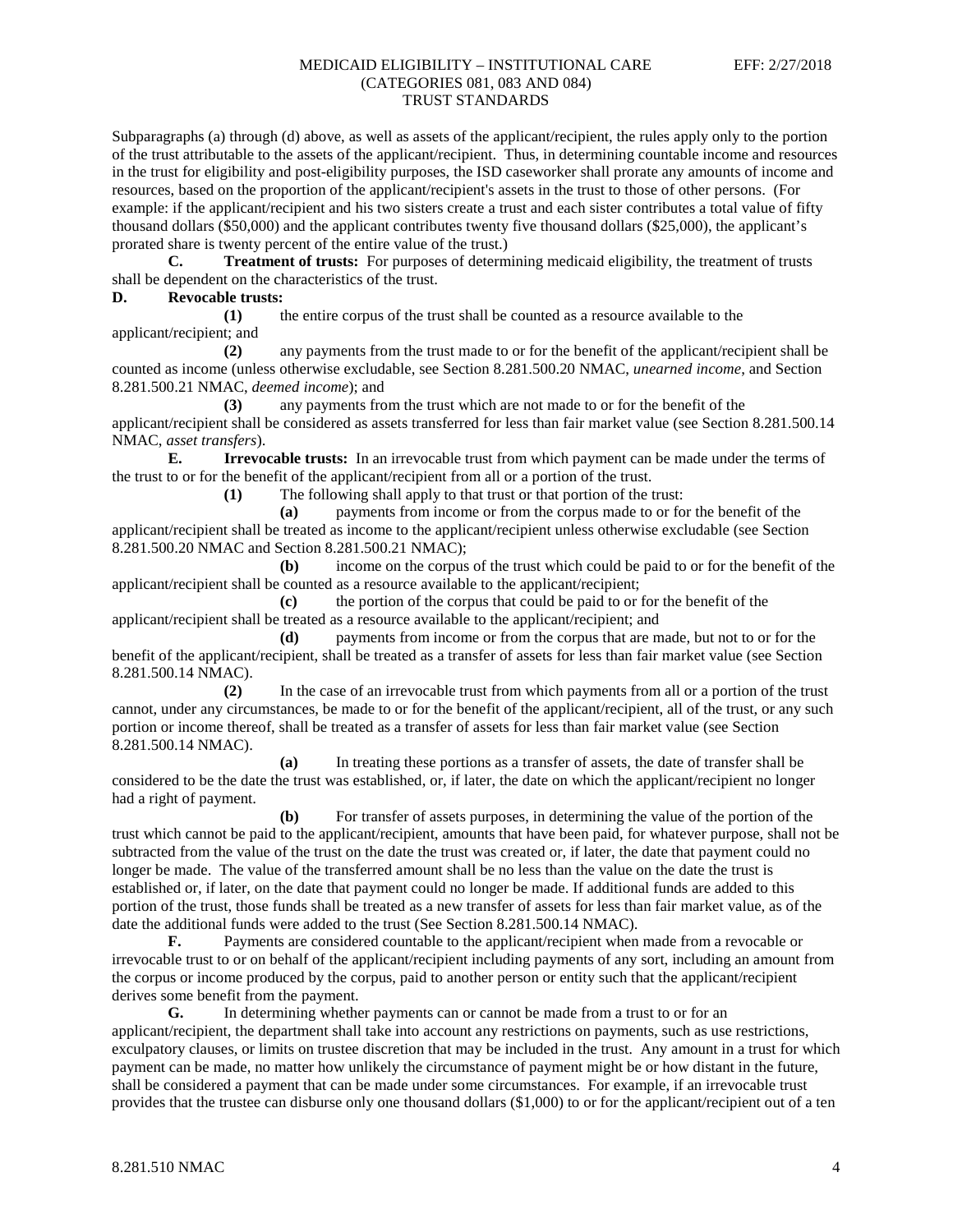Subparagraphs (a) through (d) above, as well as assets of the applicant/recipient, the rules apply only to the portion of the trust attributable to the assets of the applicant/recipient. Thus, in determining countable income and resources in the trust for eligibility and post-eligibility purposes, the ISD caseworker shall prorate any amounts of income and resources, based on the proportion of the applicant/recipient's assets in the trust to those of other persons. (For example: if the applicant/recipient and his two sisters create a trust and each sister contributes a total value of fifty thousand dollars ($50,000) and the applicant contributes twenty five thousand dollars ($25,000), the applicant's prorated share is twenty percent of the entire value of the trust.)

**C. Treatment of trusts:** For purposes of determining medicaid eligibility, the treatment of trusts shall be dependent on the characteristics of the trust.

**D. Revocable trusts:**

**(1)** the entire corpus of the trust shall be counted as a resource available to the applicant/recipient; and

**(2)** any payments from the trust made to or for the benefit of the applicant/recipient shall be counted as income (unless otherwise excludable, see Section 8.281.500.20 NMAC, *unearned income*, and Section 8.281.500.21 NMAC, *deemed income*); and

**(3)** any payments from the trust which are not made to or for the benefit of the applicant/recipient shall be considered as assets transferred for less than fair market value (see Section 8.281.500.14 NMAC, *asset transfers*).

**E. Irrevocable trusts:** In an irrevocable trust from which payment can be made under the terms of the trust to or for the benefit of the applicant/recipient from all or a portion of the trust.

**(1)** The following shall apply to that trust or that portion of the trust:

**(a)** payments from income or from the corpus made to or for the benefit of the applicant/recipient shall be treated as income to the applicant/recipient unless otherwise excludable (see Section 8.281.500.20 NMAC and Section 8.281.500.21 NMAC);

**(b)** income on the corpus of the trust which could be paid to or for the benefit of the applicant/recipient shall be counted as a resource available to the applicant/recipient;

**(c)** the portion of the corpus that could be paid to or for the benefit of the applicant/recipient shall be treated as a resource available to the applicant/recipient; and

**(d)** payments from income or from the corpus that are made, but not to or for the benefit of the applicant/recipient, shall be treated as a transfer of assets for less than fair market value (see Section 8.281.500.14 NMAC).

**(2)** In the case of an irrevocable trust from which payments from all or a portion of the trust cannot, under any circumstances, be made to or for the benefit of the applicant/recipient, all of the trust, or any such portion or income thereof, shall be treated as a transfer of assets for less than fair market value (see Section 8.281.500.14 NMAC).

**(a)** In treating these portions as a transfer of assets, the date of transfer shall be considered to be the date the trust was established, or, if later, the date on which the applicant/recipient no longer had a right of payment.

**(b)** For transfer of assets purposes, in determining the value of the portion of the trust which cannot be paid to the applicant/recipient, amounts that have been paid, for whatever purpose, shall not be subtracted from the value of the trust on the date the trust was created or, if later, the date that payment could no longer be made. The value of the transferred amount shall be no less than the value on the date the trust is established or, if later, on the date that payment could no longer be made. If additional funds are added to this portion of the trust, those funds shall be treated as a new transfer of assets for less than fair market value, as of the date the additional funds were added to the trust (See Section 8.281.500.14 NMAC).

**F.** Payments are considered countable to the applicant/recipient when made from a revocable or irrevocable trust to or on behalf of the applicant/recipient including payments of any sort, including an amount from the corpus or income produced by the corpus, paid to another person or entity such that the applicant/recipient derives some benefit from the payment.

**G.** In determining whether payments can or cannot be made from a trust to or for an applicant/recipient, the department shall take into account any restrictions on payments, such as use restrictions, exculpatory clauses, or limits on trustee discretion that may be included in the trust. Any amount in a trust for which payment can be made, no matter how unlikely the circumstance of payment might be or how distant in the future, shall be considered a payment that can be made under some circumstances. For example, if an irrevocable trust provides that the trustee can disburse only one thousand dollars ($1,000) to or for the applicant/recipient out of a ten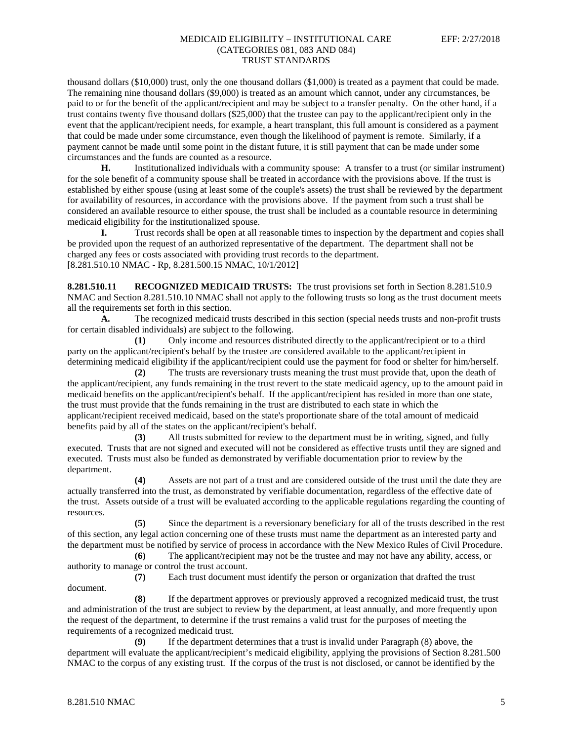thousand dollars ($10,000) trust, only the one thousand dollars ($1,000) is treated as a payment that could be made. The remaining nine thousand dollars ($9,000) is treated as an amount which cannot, under any circumstances, be paid to or for the benefit of the applicant/recipient and may be subject to a transfer penalty. On the other hand, if a trust contains twenty five thousand dollars ($25,000) that the trustee can pay to the applicant/recipient only in the event that the applicant/recipient needs, for example, a heart transplant, this full amount is considered as a payment that could be made under some circumstance, even though the likelihood of payment is remote. Similarly, if a payment cannot be made until some point in the distant future, it is still payment that can be made under some circumstances and the funds are counted as a resource.

**H.** Institutionalized individuals with a community spouse: A transfer to a trust (or similar instrument) for the sole benefit of a community spouse shall be treated in accordance with the provisions above. If the trust is established by either spouse (using at least some of the couple's assets) the trust shall be reviewed by the department for availability of resources, in accordance with the provisions above. If the payment from such a trust shall be considered an available resource to either spouse, the trust shall be included as a countable resource in determining medicaid eligibility for the institutionalized spouse.

**I.** Trust records shall be open at all reasonable times to inspection by the department and copies shall be provided upon the request of an authorized representative of the department. The department shall not be charged any fees or costs associated with providing trust records to the department.
[8.281.510.10 NMAC - Rp, 8.281.500.15 NMAC, 10/1/2012]

**8.281.510.11 RECOGNIZED MEDICAID TRUSTS:** The trust provisions set forth in Section 8.281.510.9 NMAC and Section 8.281.510.10 NMAC shall not apply to the following trusts so long as the trust document meets all the requirements set forth in this section.

**A.** The recognized medicaid trusts described in this section (special needs trusts and non-profit trusts for certain disabled individuals) are subject to the following.

**(1)** Only income and resources distributed directly to the applicant/recipient or to a third party on the applicant/recipient's behalf by the trustee are considered available to the applicant/recipient in determining medicaid eligibility if the applicant/recipient could use the payment for food or shelter for him/herself.

**(2)** The trusts are reversionary trusts meaning the trust must provide that, upon the death of the applicant/recipient, any funds remaining in the trust revert to the state medicaid agency, up to the amount paid in medicaid benefits on the applicant/recipient's behalf. If the applicant/recipient has resided in more than one state, the trust must provide that the funds remaining in the trust are distributed to each state in which the applicant/recipient received medicaid, based on the state's proportionate share of the total amount of medicaid benefits paid by all of the states on the applicant/recipient's behalf.

**(3)** All trusts submitted for review to the department must be in writing, signed, and fully executed. Trusts that are not signed and executed will not be considered as effective trusts until they are signed and executed. Trusts must also be funded as demonstrated by verifiable documentation prior to review by the department.

**(4)** Assets are not part of a trust and are considered outside of the trust until the date they are actually transferred into the trust, as demonstrated by verifiable documentation, regardless of the effective date of the trust. Assets outside of a trust will be evaluated according to the applicable regulations regarding the counting of resources.

**(5)** Since the department is a reversionary beneficiary for all of the trusts described in the rest of this section, any legal action concerning one of these trusts must name the department as an interested party and the department must be notified by service of process in accordance with the New Mexico Rules of Civil Procedure.

**(6)** The applicant/recipient may not be the trustee and may not have any ability, access, or authority to manage or control the trust account.

**(7)** Each trust document must identify the person or organization that drafted the trust document.

**(8)** If the department approves or previously approved a recognized medicaid trust, the trust and administration of the trust are subject to review by the department, at least annually, and more frequently upon the request of the department, to determine if the trust remains a valid trust for the purposes of meeting the requirements of a recognized medicaid trust.

**(9)** If the department determines that a trust is invalid under Paragraph (8) above, the department will evaluate the applicant/recipient's medicaid eligibility, applying the provisions of Section 8.281.500 NMAC to the corpus of any existing trust. If the corpus of the trust is not disclosed, or cannot be identified by the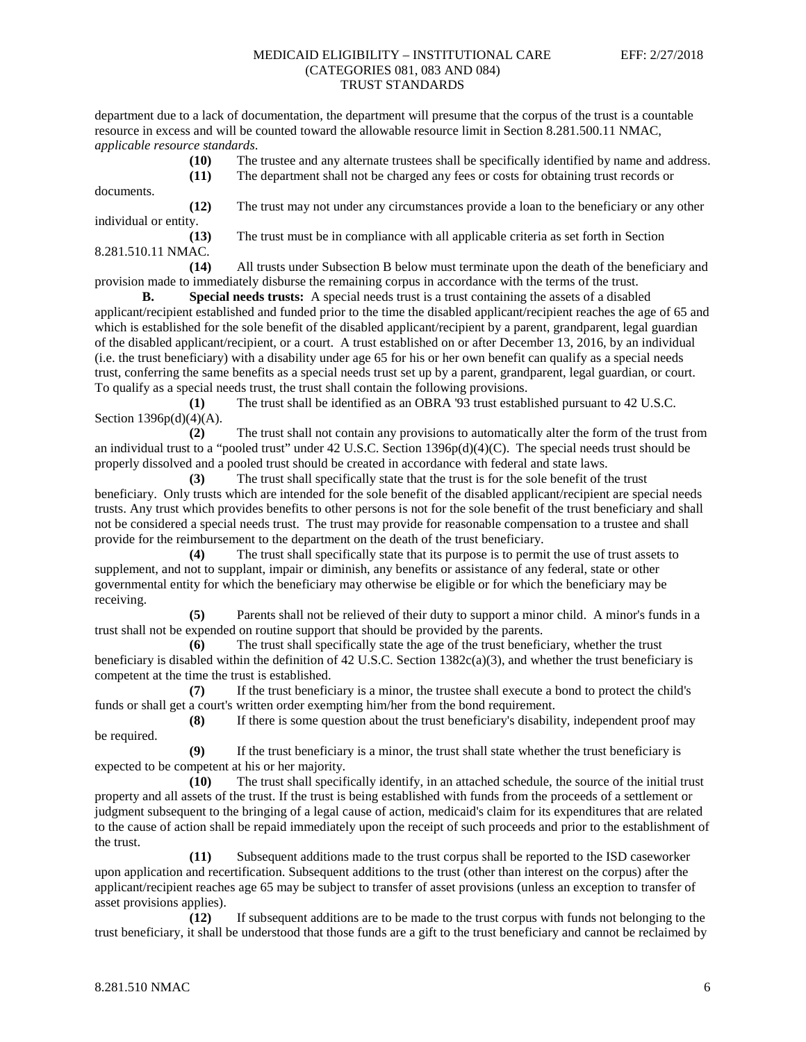department due to a lack of documentation, the department will presume that the corpus of the trust is a countable resource in excess and will be counted toward the allowable resource limit in Section 8.281.500.11 NMAC, *applicable resource standards*.

**(10)** The trustee and any alternate trustees shall be specifically identified by name and address.

**(11)** The department shall not be charged any fees or costs for obtaining trust records or documents.

**(12)** The trust may not under any circumstances provide a loan to the beneficiary or any other individual or entity.

**(13)** The trust must be in compliance with all applicable criteria as set forth in Section 8.281.510.11 NMAC.

**(14)** All trusts under Subsection B below must terminate upon the death of the beneficiary and provision made to immediately disburse the remaining corpus in accordance with the terms of the trust.

**B. Special needs trusts:** A special needs trust is a trust containing the assets of a disabled applicant/recipient established and funded prior to the time the disabled applicant/recipient reaches the age of 65 and which is established for the sole benefit of the disabled applicant/recipient by a parent, grandparent, legal guardian of the disabled applicant/recipient, or a court. A trust established on or after December 13, 2016, by an individual (i.e. the trust beneficiary) with a disability under age 65 for his or her own benefit can qualify as a special needs trust, conferring the same benefits as a special needs trust set up by a parent, grandparent, legal guardian, or court. To qualify as a special needs trust, the trust shall contain the following provisions.

**(1)** The trust shall be identified as an OBRA '93 trust established pursuant to 42 U.S.C. Section 1396p(d)(4)(A).

**(2)** The trust shall not contain any provisions to automatically alter the form of the trust from an individual trust to a "pooled trust" under 42 U.S.C. Section 1396p(d)(4)(C). The special needs trust should be properly dissolved and a pooled trust should be created in accordance with federal and state laws.

**(3)** The trust shall specifically state that the trust is for the sole benefit of the trust beneficiary. Only trusts which are intended for the sole benefit of the disabled applicant/recipient are special needs trusts. Any trust which provides benefits to other persons is not for the sole benefit of the trust beneficiary and shall not be considered a special needs trust. The trust may provide for reasonable compensation to a trustee and shall provide for the reimbursement to the department on the death of the trust beneficiary.

**(4)** The trust shall specifically state that its purpose is to permit the use of trust assets to supplement, and not to supplant, impair or diminish, any benefits or assistance of any federal, state or other governmental entity for which the beneficiary may otherwise be eligible or for which the beneficiary may be receiving.

**(5)** Parents shall not be relieved of their duty to support a minor child. A minor's funds in a trust shall not be expended on routine support that should be provided by the parents.

**(6)** The trust shall specifically state the age of the trust beneficiary, whether the trust beneficiary is disabled within the definition of 42 U.S.C. Section 1382c(a)(3), and whether the trust beneficiary is competent at the time the trust is established.

**(7)** If the trust beneficiary is a minor, the trustee shall execute a bond to protect the child's funds or shall get a court's written order exempting him/her from the bond requirement.

**(8)** If there is some question about the trust beneficiary's disability, independent proof may be required.

**(9)** If the trust beneficiary is a minor, the trust shall state whether the trust beneficiary is expected to be competent at his or her majority.

**(10)** The trust shall specifically identify, in an attached schedule, the source of the initial trust property and all assets of the trust. If the trust is being established with funds from the proceeds of a settlement or judgment subsequent to the bringing of a legal cause of action, medicaid's claim for its expenditures that are related to the cause of action shall be repaid immediately upon the receipt of such proceeds and prior to the establishment of the trust.

**(11)** Subsequent additions made to the trust corpus shall be reported to the ISD caseworker upon application and recertification. Subsequent additions to the trust (other than interest on the corpus) after the applicant/recipient reaches age 65 may be subject to transfer of asset provisions (unless an exception to transfer of asset provisions applies).

**(12)** If subsequent additions are to be made to the trust corpus with funds not belonging to the trust beneficiary, it shall be understood that those funds are a gift to the trust beneficiary and cannot be reclaimed by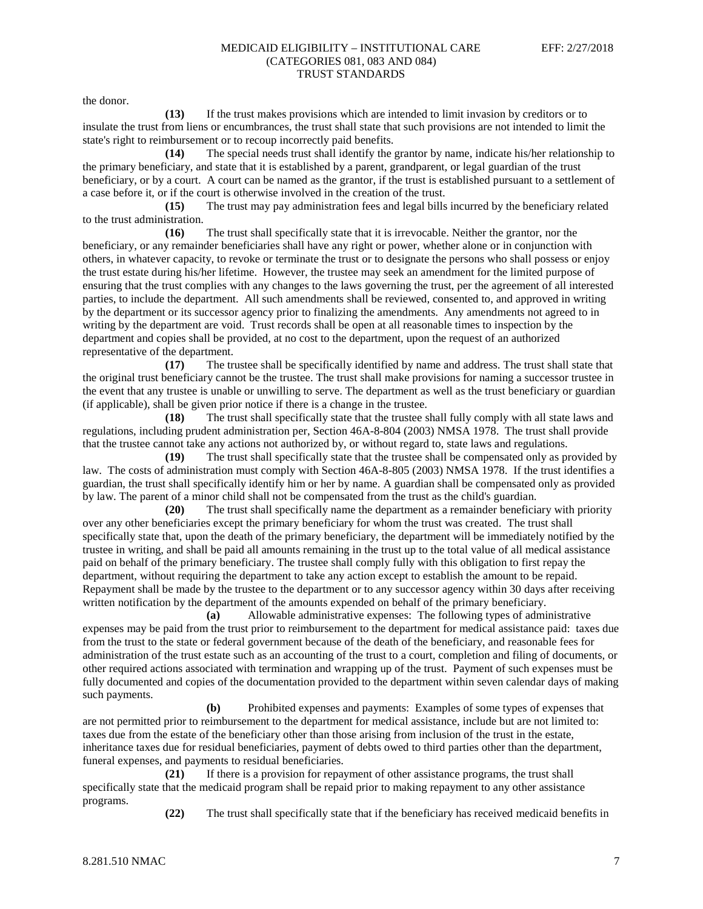the donor.

**(13)** If the trust makes provisions which are intended to limit invasion by creditors or to insulate the trust from liens or encumbrances, the trust shall state that such provisions are not intended to limit the state's right to reimbursement or to recoup incorrectly paid benefits.

**(14)** The special needs trust shall identify the grantor by name, indicate his/her relationship to the primary beneficiary, and state that it is established by a parent, grandparent, or legal guardian of the trust beneficiary, or by a court. A court can be named as the grantor, if the trust is established pursuant to a settlement of a case before it, or if the court is otherwise involved in the creation of the trust.

**(15)** The trust may pay administration fees and legal bills incurred by the beneficiary related to the trust administration.

**(16)** The trust shall specifically state that it is irrevocable. Neither the grantor, nor the beneficiary, or any remainder beneficiaries shall have any right or power, whether alone or in conjunction with others, in whatever capacity, to revoke or terminate the trust or to designate the persons who shall possess or enjoy the trust estate during his/her lifetime. However, the trustee may seek an amendment for the limited purpose of ensuring that the trust complies with any changes to the laws governing the trust, per the agreement of all interested parties, to include the department. All such amendments shall be reviewed, consented to, and approved in writing by the department or its successor agency prior to finalizing the amendments. Any amendments not agreed to in writing by the department are void. Trust records shall be open at all reasonable times to inspection by the department and copies shall be provided, at no cost to the department, upon the request of an authorized representative of the department.

**(17)** The trustee shall be specifically identified by name and address. The trust shall state that the original trust beneficiary cannot be the trustee. The trust shall make provisions for naming a successor trustee in the event that any trustee is unable or unwilling to serve. The department as well as the trust beneficiary or guardian (if applicable), shall be given prior notice if there is a change in the trustee.

**(18)** The trust shall specifically state that the trustee shall fully comply with all state laws and regulations, including prudent administration per, Section 46A-8-804 (2003) NMSA 1978. The trust shall provide that the trustee cannot take any actions not authorized by, or without regard to, state laws and regulations.

**(19)** The trust shall specifically state that the trustee shall be compensated only as provided by law. The costs of administration must comply with Section 46A-8-805 (2003) NMSA 1978. If the trust identifies a guardian, the trust shall specifically identify him or her by name. A guardian shall be compensated only as provided by law. The parent of a minor child shall not be compensated from the trust as the child's guardian.

**(20)** The trust shall specifically name the department as a remainder beneficiary with priority over any other beneficiaries except the primary beneficiary for whom the trust was created. The trust shall specifically state that, upon the death of the primary beneficiary, the department will be immediately notified by the trustee in writing, and shall be paid all amounts remaining in the trust up to the total value of all medical assistance paid on behalf of the primary beneficiary. The trustee shall comply fully with this obligation to first repay the department, without requiring the department to take any action except to establish the amount to be repaid. Repayment shall be made by the trustee to the department or to any successor agency within 30 days after receiving written notification by the department of the amounts expended on behalf of the primary beneficiary.

**(a)** Allowable administrative expenses: The following types of administrative expenses may be paid from the trust prior to reimbursement to the department for medical assistance paid: taxes due from the trust to the state or federal government because of the death of the beneficiary, and reasonable fees for administration of the trust estate such as an accounting of the trust to a court, completion and filing of documents, or other required actions associated with termination and wrapping up of the trust. Payment of such expenses must be fully documented and copies of the documentation provided to the department within seven calendar days of making such payments.

**(b)** Prohibited expenses and payments: Examples of some types of expenses that are not permitted prior to reimbursement to the department for medical assistance, include but are not limited to: taxes due from the estate of the beneficiary other than those arising from inclusion of the trust in the estate, inheritance taxes due for residual beneficiaries, payment of debts owed to third parties other than the department, funeral expenses, and payments to residual beneficiaries.

**(21)** If there is a provision for repayment of other assistance programs, the trust shall specifically state that the medicaid program shall be repaid prior to making repayment to any other assistance programs.

**(22)** The trust shall specifically state that if the beneficiary has received medicaid benefits in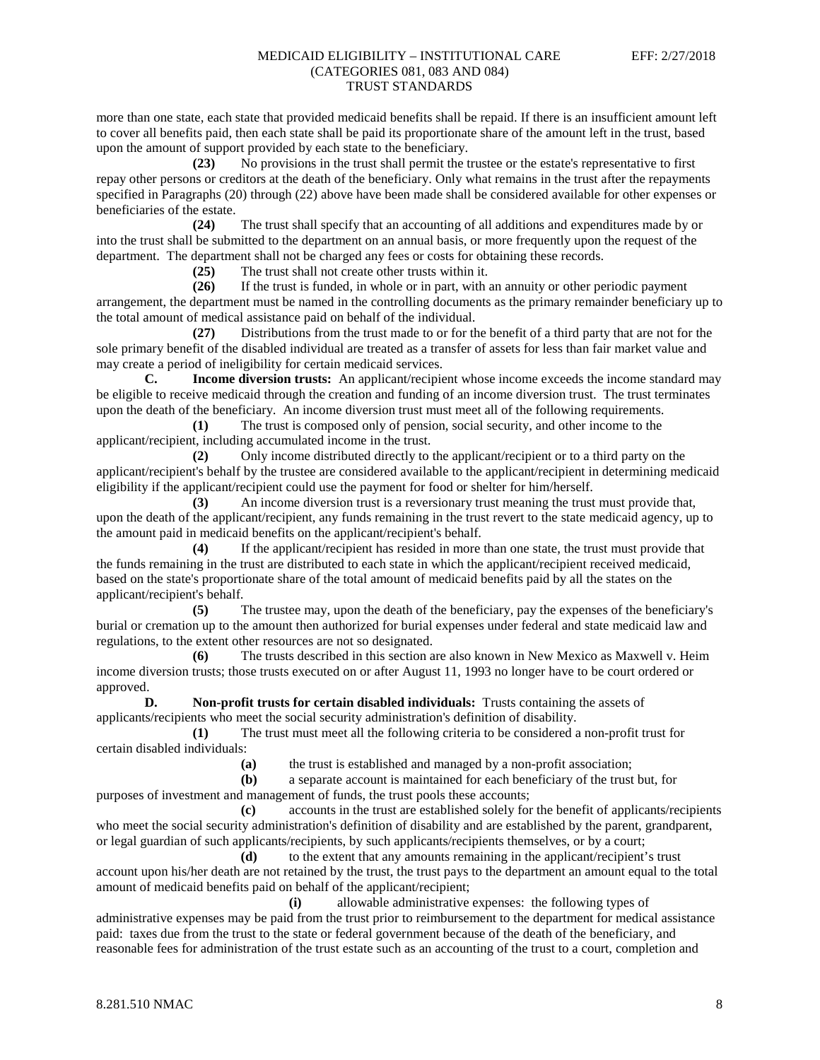more than one state, each state that provided medicaid benefits shall be repaid. If there is an insufficient amount left to cover all benefits paid, then each state shall be paid its proportionate share of the amount left in the trust, based upon the amount of support provided by each state to the beneficiary.

**(23)** No provisions in the trust shall permit the trustee or the estate's representative to first repay other persons or creditors at the death of the beneficiary. Only what remains in the trust after the repayments specified in Paragraphs (20) through (22) above have been made shall be considered available for other expenses or beneficiaries of the estate.

**(24)** The trust shall specify that an accounting of all additions and expenditures made by or into the trust shall be submitted to the department on an annual basis, or more frequently upon the request of the department. The department shall not be charged any fees or costs for obtaining these records.

**(25)** The trust shall not create other trusts within it.

**(26)** If the trust is funded, in whole or in part, with an annuity or other periodic payment arrangement, the department must be named in the controlling documents as the primary remainder beneficiary up to the total amount of medical assistance paid on behalf of the individual.

**(27)** Distributions from the trust made to or for the benefit of a third party that are not for the sole primary benefit of the disabled individual are treated as a transfer of assets for less than fair market value and may create a period of ineligibility for certain medicaid services.

**C. Income diversion trusts:** An applicant/recipient whose income exceeds the income standard may be eligible to receive medicaid through the creation and funding of an income diversion trust. The trust terminates upon the death of the beneficiary. An income diversion trust must meet all of the following requirements.

**(1)** The trust is composed only of pension, social security, and other income to the applicant/recipient, including accumulated income in the trust.

**(2)** Only income distributed directly to the applicant/recipient or to a third party on the applicant/recipient's behalf by the trustee are considered available to the applicant/recipient in determining medicaid eligibility if the applicant/recipient could use the payment for food or shelter for him/herself.

**(3)** An income diversion trust is a reversionary trust meaning the trust must provide that, upon the death of the applicant/recipient, any funds remaining in the trust revert to the state medicaid agency, up to the amount paid in medicaid benefits on the applicant/recipient's behalf.

**(4)** If the applicant/recipient has resided in more than one state, the trust must provide that the funds remaining in the trust are distributed to each state in which the applicant/recipient received medicaid, based on the state's proportionate share of the total amount of medicaid benefits paid by all the states on the applicant/recipient's behalf.

**(5)** The trustee may, upon the death of the beneficiary, pay the expenses of the beneficiary's burial or cremation up to the amount then authorized for burial expenses under federal and state medicaid law and regulations, to the extent other resources are not so designated.

**(6)** The trusts described in this section are also known in New Mexico as Maxwell v. Heim income diversion trusts; those trusts executed on or after August 11, 1993 no longer have to be court ordered or approved.

**D. Non-profit trusts for certain disabled individuals:** Trusts containing the assets of applicants/recipients who meet the social security administration's definition of disability.

**(1)** The trust must meet all the following criteria to be considered a non-profit trust for certain disabled individuals:

**(a)** the trust is established and managed by a non-profit association;

**(b)** a separate account is maintained for each beneficiary of the trust but, for purposes of investment and management of funds, the trust pools these accounts;

**(c)** accounts in the trust are established solely for the benefit of applicants/recipients who meet the social security administration's definition of disability and are established by the parent, grandparent, or legal guardian of such applicants/recipients, by such applicants/recipients themselves, or by a court;

**(d)** to the extent that any amounts remaining in the applicant/recipient's trust account upon his/her death are not retained by the trust, the trust pays to the department an amount equal to the total amount of medicaid benefits paid on behalf of the applicant/recipient;

**(i)** allowable administrative expenses: the following types of administrative expenses may be paid from the trust prior to reimbursement to the department for medical assistance paid: taxes due from the trust to the state or federal government because of the death of the beneficiary, and reasonable fees for administration of the trust estate such as an accounting of the trust to a court, completion and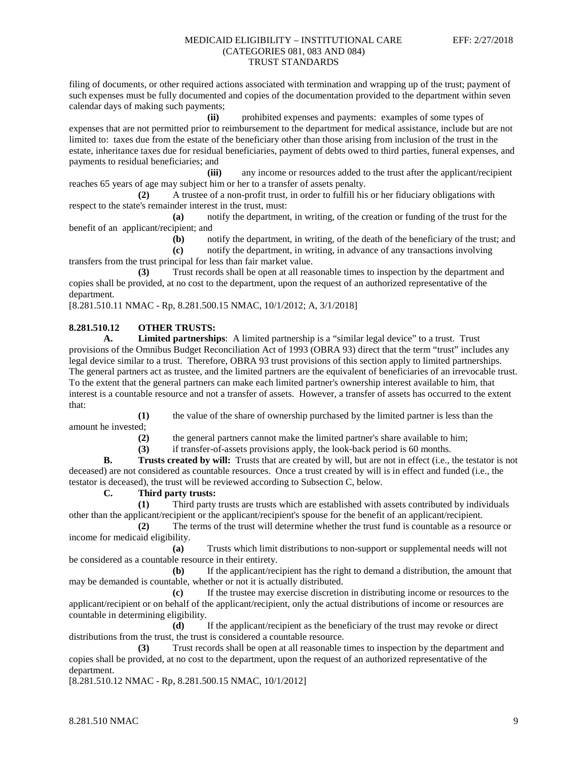filing of documents, or other required actions associated with termination and wrapping up of the trust; payment of such expenses must be fully documented and copies of the documentation provided to the department within seven calendar days of making such payments;

**(ii)** prohibited expenses and payments: examples of some types of expenses that are not permitted prior to reimbursement to the department for medical assistance, include but are not limited to: taxes due from the estate of the beneficiary other than those arising from inclusion of the trust in the estate, inheritance taxes due for residual beneficiaries, payment of debts owed to third parties, funeral expenses, and payments to residual beneficiaries; and

**(iii)** any income or resources added to the trust after the applicant/recipient reaches 65 years of age may subject him or her to a transfer of assets penalty.

**(2)** A trustee of a non-profit trust, in order to fulfill his or her fiduciary obligations with respect to the state's remainder interest in the trust, must:

**(a)** notify the department, in writing, of the creation or funding of the trust for the benefit of an applicant/recipient; and

**(b)** notify the department, in writing, of the death of the beneficiary of the trust; and

**(c)** notify the department, in writing, in advance of any transactions involving transfers from the trust principal for less than fair market value.

**(3)** Trust records shall be open at all reasonable times to inspection by the department and copies shall be provided, at no cost to the department, upon the request of an authorized representative of the department.

[8.281.510.11 NMAC - Rp, 8.281.500.15 NMAC, 10/1/2012; A, 3/1/2018]

**8.281.510.12 OTHER TRUSTS:**

**A. Limited partnerships**: A limited partnership is a "similar legal device" to a trust. Trust provisions of the Omnibus Budget Reconciliation Act of 1993 (OBRA 93) direct that the term "trust" includes any legal device similar to a trust. Therefore, OBRA 93 trust provisions of this section apply to limited partnerships. The general partners act as trustee, and the limited partners are the equivalent of beneficiaries of an irrevocable trust. To the extent that the general partners can make each limited partner's ownership interest available to him, that interest is a countable resource and not a transfer of assets. However, a transfer of assets has occurred to the extent that:

**(1)** the value of the share of ownership purchased by the limited partner is less than the amount he invested;

**(2)** the general partners cannot make the limited partner's share available to him;

**(3)** if transfer-of-assets provisions apply, the look-back period is 60 months.

**B. Trusts created by will:** Trusts that are created by will, but are not in effect (i.e., the testator is not deceased) are not considered as countable resources. Once a trust created by will is in effect and funded (i.e., the testator is deceased), the trust will be reviewed according to Subsection C, below.

**C. Third party trusts:**

**(1)** Third party trusts are trusts which are established with assets contributed by individuals other than the applicant/recipient or the applicant/recipient's spouse for the benefit of an applicant/recipient.

**(2)** The terms of the trust will determine whether the trust fund is countable as a resource or income for medicaid eligibility.

**(a)** Trusts which limit distributions to non-support or supplemental needs will not be considered as a countable resource in their entirety.

**(b)** If the applicant/recipient has the right to demand a distribution, the amount that may be demanded is countable, whether or not it is actually distributed.

**(c)** If the trustee may exercise discretion in distributing income or resources to the applicant/recipient or on behalf of the applicant/recipient, only the actual distributions of income or resources are countable in determining eligibility.

**(d)** If the applicant/recipient as the beneficiary of the trust may revoke or direct distributions from the trust, the trust is considered a countable resource.

**(3)** Trust records shall be open at all reasonable times to inspection by the department and copies shall be provided, at no cost to the department, upon the request of an authorized representative of the department.

[8.281.510.12 NMAC - Rp, 8.281.500.15 NMAC, 10/1/2012]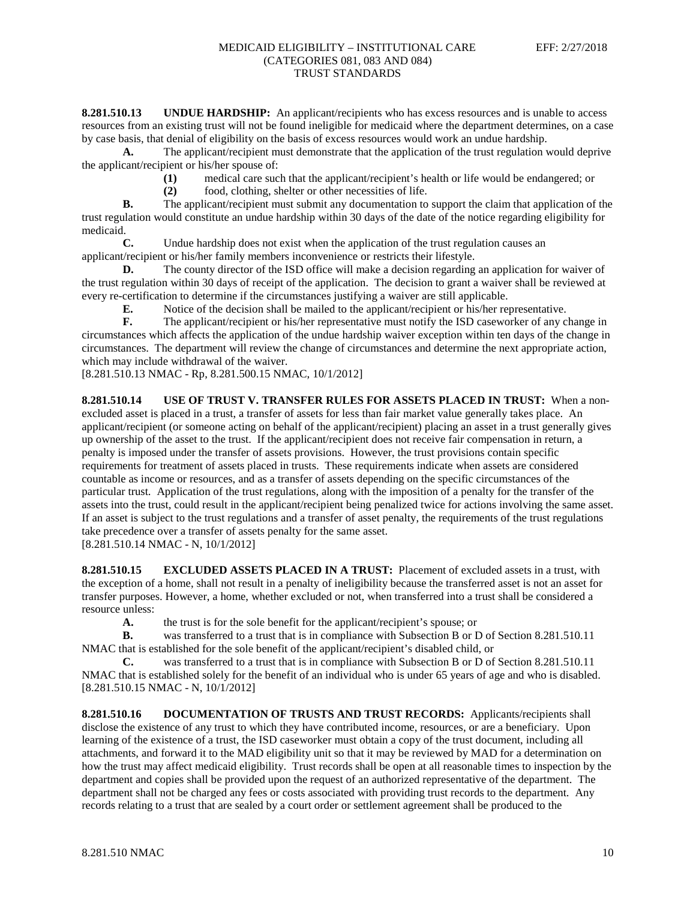**8.281.510.13 UNDUE HARDSHIP:** An applicant/recipients who has excess resources and is unable to access resources from an existing trust will not be found ineligible for medicaid where the department determines, on a case by case basis, that denial of eligibility on the basis of excess resources would work an undue hardship.

**A.** The applicant/recipient must demonstrate that the application of the trust regulation would deprive the applicant/recipient or his/her spouse of:

**(1)** medical care such that the applicant/recipient's health or life would be endangered; or

**(2)** food, clothing, shelter or other necessities of life.

**B.** The applicant/recipient must submit any documentation to support the claim that application of the trust regulation would constitute an undue hardship within 30 days of the date of the notice regarding eligibility for medicaid.

**C.** Undue hardship does not exist when the application of the trust regulation causes an applicant/recipient or his/her family members inconvenience or restricts their lifestyle.

**D.** The county director of the ISD office will make a decision regarding an application for waiver of the trust regulation within 30 days of receipt of the application. The decision to grant a waiver shall be reviewed at every re-certification to determine if the circumstances justifying a waiver are still applicable.

**E.** Notice of the decision shall be mailed to the applicant/recipient or his/her representative.

**F.** The applicant/recipient or his/her representative must notify the ISD caseworker of any change in circumstances which affects the application of the undue hardship waiver exception within ten days of the change in circumstances. The department will review the change of circumstances and determine the next appropriate action, which may include withdrawal of the waiver.

[8.281.510.13 NMAC - Rp, 8.281.500.15 NMAC, 10/1/2012]

**8.281.510.14 USE OF TRUST V. TRANSFER RULES FOR ASSETS PLACED IN TRUST:** When a non-excluded asset is placed in a trust, a transfer of assets for less than fair market value generally takes place. An applicant/recipient (or someone acting on behalf of the applicant/recipient) placing an asset in a trust generally gives up ownership of the asset to the trust. If the applicant/recipient does not receive fair compensation in return, a penalty is imposed under the transfer of assets provisions. However, the trust provisions contain specific requirements for treatment of assets placed in trusts. These requirements indicate when assets are considered countable as income or resources, and as a transfer of assets depending on the specific circumstances of the particular trust. Application of the trust regulations, along with the imposition of a penalty for the transfer of the assets into the trust, could result in the applicant/recipient being penalized twice for actions involving the same asset. If an asset is subject to the trust regulations and a transfer of asset penalty, the requirements of the trust regulations take precedence over a transfer of assets penalty for the same asset.

[8.281.510.14 NMAC - N, 10/1/2012]

**8.281.510.15 EXCLUDED ASSETS PLACED IN A TRUST:** Placement of excluded assets in a trust, with the exception of a home, shall not result in a penalty of ineligibility because the transferred asset is not an asset for transfer purposes. However, a home, whether excluded or not, when transferred into a trust shall be considered a resource unless:

**A.** the trust is for the sole benefit for the applicant/recipient's spouse; or

**B.** was transferred to a trust that is in compliance with Subsection B or D of Section 8.281.510.11 NMAC that is established for the sole benefit of the applicant/recipient's disabled child, or

**C.** was transferred to a trust that is in compliance with Subsection B or D of Section 8.281.510.11 NMAC that is established solely for the benefit of an individual who is under 65 years of age and who is disabled.

[8.281.510.15 NMAC - N, 10/1/2012]

**8.281.510.16 DOCUMENTATION OF TRUSTS AND TRUST RECORDS:** Applicants/recipients shall disclose the existence of any trust to which they have contributed income, resources, or are a beneficiary. Upon learning of the existence of a trust, the ISD caseworker must obtain a copy of the trust document, including all attachments, and forward it to the MAD eligibility unit so that it may be reviewed by MAD for a determination on how the trust may affect medicaid eligibility. Trust records shall be open at all reasonable times to inspection by the department and copies shall be provided upon the request of an authorized representative of the department. The department shall not be charged any fees or costs associated with providing trust records to the department. Any records relating to a trust that are sealed by a court order or settlement agreement shall be produced to the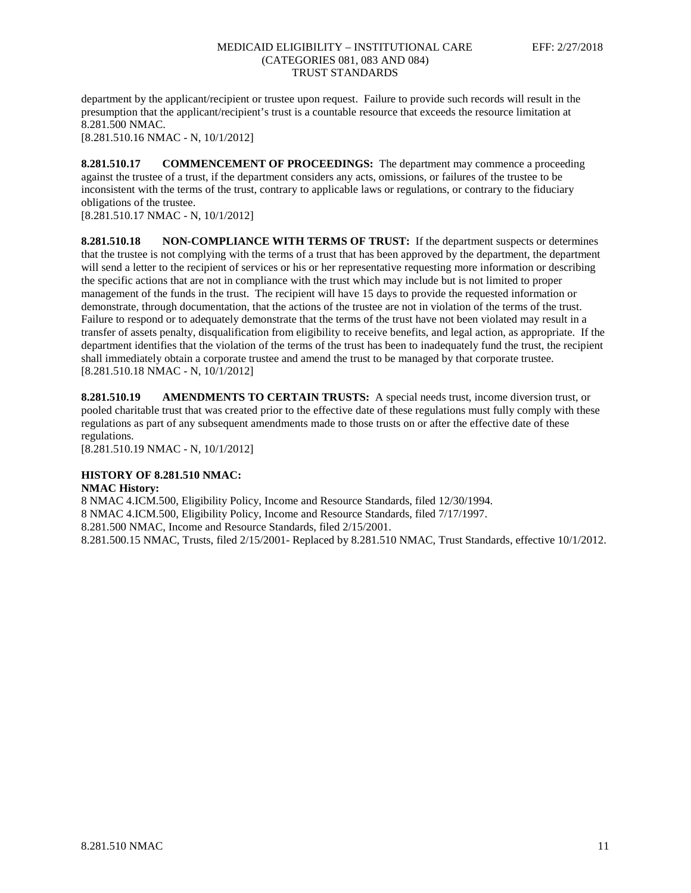department by the applicant/recipient or trustee upon request. Failure to provide such records will result in the presumption that the applicant/recipient's trust is a countable resource that exceeds the resource limitation at 8.281.500 NMAC.
[8.281.510.16 NMAC - N, 10/1/2012]

**8.281.510.17 COMMENCEMENT OF PROCEEDINGS:** The department may commence a proceeding against the trustee of a trust, if the department considers any acts, omissions, or failures of the trustee to be inconsistent with the terms of the trust, contrary to applicable laws or regulations, or contrary to the fiduciary obligations of the trustee.
[8.281.510.17 NMAC - N, 10/1/2012]

**8.281.510.18 NON-COMPLIANCE WITH TERMS OF TRUST:** If the department suspects or determines that the trustee is not complying with the terms of a trust that has been approved by the department, the department will send a letter to the recipient of services or his or her representative requesting more information or describing the specific actions that are not in compliance with the trust which may include but is not limited to proper management of the funds in the trust. The recipient will have 15 days to provide the requested information or demonstrate, through documentation, that the actions of the trustee are not in violation of the terms of the trust. Failure to respond or to adequately demonstrate that the terms of the trust have not been violated may result in a transfer of assets penalty, disqualification from eligibility to receive benefits, and legal action, as appropriate. If the department identifies that the violation of the terms of the trust has been to inadequately fund the trust, the recipient shall immediately obtain a corporate trustee and amend the trust to be managed by that corporate trustee.
[8.281.510.18 NMAC - N, 10/1/2012]

**8.281.510.19 AMENDMENTS TO CERTAIN TRUSTS:** A special needs trust, income diversion trust, or pooled charitable trust that was created prior to the effective date of these regulations must fully comply with these regulations as part of any subsequent amendments made to those trusts on or after the effective date of these regulations.
[8.281.510.19 NMAC - N, 10/1/2012]

**HISTORY OF 8.281.510 NMAC:**
**NMAC History:**
8 NMAC 4.ICM.500, Eligibility Policy, Income and Resource Standards, filed 12/30/1994.
8 NMAC 4.ICM.500, Eligibility Policy, Income and Resource Standards, filed 7/17/1997.
8.281.500 NMAC, Income and Resource Standards, filed 2/15/2001.
8.281.500.15 NMAC, Trusts, filed 2/15/2001- Replaced by 8.281.510 NMAC, Trust Standards, effective 10/1/2012.